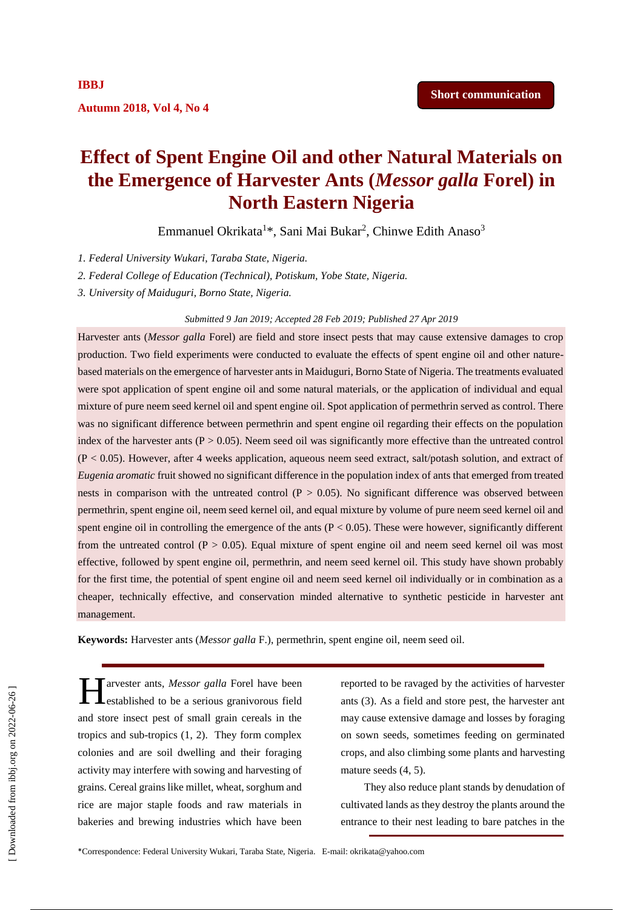Short communication

# Effect of Spent Engine Oil and other Natural Materials on the Emergence of Harvester Ants (*Messor galla* Forel) in North Eastern Nigeria

Emmanuel Okrikata[1]*, Sani Mai Bukar[2], Chinwe Edith Anaso[3]

*1. Federal University Wukari, Taraba State, Nigeria.*

*2. Federal College of Education (Technical), Potiskum, Yobe State, Nigeria.*

*3. University of Maiduguri, Borno State, Nigeria.*

*Submitted 9 Jan 2019; Accepted 28 Feb 2019; Published 27 Apr 2019*

Harvester ants (*Messor galla* Forel) are field and store insect pests that may cause extensive damages to crop production. Two field experiments were conducted to evaluate the effects of spent engine oil and other nature-based materials on the emergence of harvester ants in Maiduguri, Borno State of Nigeria. The treatments evaluated were spot application of spent engine oil and some natural materials, or the application of individual and equal mixture of pure neem seed kernel oil and spent engine oil. Spot application of permethrin served as control. There was no significant difference between permethrin and spent engine oil regarding their effects on the population index of the harvester ants ($P > 0.05$). Neem seed oil was significantly more effective than the untreated control ($P < 0.05$). However, after 4 weeks application, aqueous neem seed extract, salt/potash solution, and extract of *Eugenia aromatic* fruit showed no significant difference in the population index of ants that emerged from treated nests in comparison with the untreated control ($P > 0.05$). No significant difference was observed between permethrin, spent engine oil, neem seed kernel oil, and equal mixture by volume of pure neem seed kernel oil and spent engine oil in controlling the emergence of the ants ($P < 0.05$). These were however, significantly different from the untreated control ($P > 0.05$). Equal mixture of spent engine oil and neem seed kernel oil was most effective, followed by spent engine oil, permethrin, and neem seed kernel oil. This study have shown probably for the first time, the potential of spent engine oil and neem seed kernel oil individually or in combination as a cheaper, technically effective, and conservation minded alternative to synthetic pesticide in harvester ant management.

**Keywords:** Harvester ants (*Messor galla* F.), permethrin, spent engine oil, neem seed oil.

Harvester ants, *Messor galla* Forel have been established to be a serious granivorous field and store insect pest of small grain cereals in the tropics and sub-tropics (1, 2). They form complex colonies and are soil dwelling and their foraging activity may interfere with sowing and harvesting of grains. Cereal grains like millet, wheat, sorghum and rice are major staple foods and raw materials in bakeries and brewing industries which have been reported to be ravaged by the activities of harvester ants (3). As a field and store pest, the harvester ant may cause extensive damage and losses by foraging on sown seeds, sometimes feeding on germinated crops, and also climbing some plants and harvesting mature seeds (4, 5).

They also reduce plant stands by denudation of cultivated lands as they destroy the plants around the entrance to their nest leading to bare patches in the

*Correspondence: Federal University Wukari, Taraba State, Nigeria. E-mail: okrikata@yahoo.com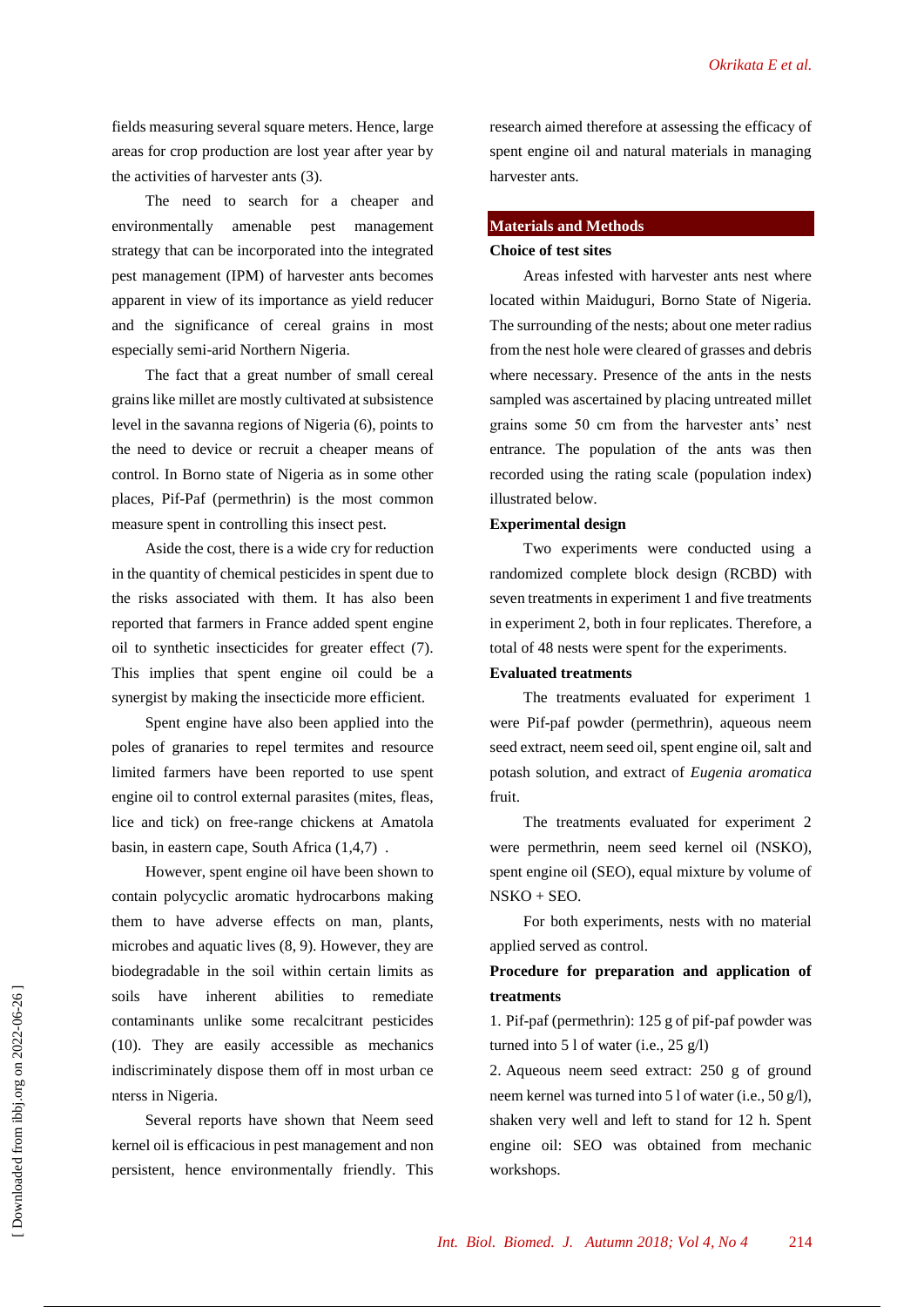fields measuring several square meters. Hence, large areas for crop production are lost year after year by the activities of harvester ants (3).

The need to search for a cheaper and environmentally amenable pest management strategy that can be incorporated into the integrated pest management (IPM) of harvester ants becomes apparent in view of its importance as yield reducer and the significance of cereal grains in most especially semi-arid Northern Nigeria.

The fact that a great number of small cereal grains like millet are mostly cultivated at subsistence level in the savanna regions of Nigeria (6), points to the need to device or recruit a cheaper means of control. In Borno state of Nigeria as in some other places, Pif-Paf (permethrin) is the most common measure spent in controlling this insect pest.

Aside the cost, there is a wide cry for reduction in the quantity of chemical pesticides in spent due to the risks associated with them. It has also been reported that farmers in France added spent engine oil to synthetic insecticides for greater effect (7). This implies that spent engine oil could be a synergist by making the insecticide more efficient.

Spent engine have also been applied into the poles of granaries to repel termites and resource limited farmers have been reported to use spent engine oil to control external parasites (mites, fleas, lice and tick) on free-range chickens at Amatola basin, in eastern cape, South Africa (1,4,7) .

However, spent engine oil have been shown to contain polycyclic aromatic hydrocarbons making them to have adverse effects on man, plants, microbes and aquatic lives (8, 9). However, they are biodegradable in the soil within certain limits as soils have inherent abilities to remediate contaminants unlike some recalcitrant pesticides (10). They are easily accessible as mechanics indiscriminately dispose them off in most urban ce nterss in Nigeria.

Several reports have shown that Neem seed kernel oil is efficacious in pest management and non persistent, hence environmentally friendly. This research aimed therefore at assessing the efficacy of spent engine oil and natural materials in managing harvester ants.

## Materials and Methods

### Choice of test sites

Areas infested with harvester ants nest where located within Maiduguri, Borno State of Nigeria. The surrounding of the nests; about one meter radius from the nest hole were cleared of grasses and debris where necessary. Presence of the ants in the nests sampled was ascertained by placing untreated millet grains some 50 cm from the harvester ants' nest entrance. The population of the ants was then recorded using the rating scale (population index) illustrated below.

### Experimental design

Two experiments were conducted using a randomized complete block design (RCBD) with seven treatments in experiment 1 and five treatments in experiment 2, both in four replicates. Therefore, a total of 48 nests were spent for the experiments.

### Evaluated treatments

The treatments evaluated for experiment 1 were Pif-paf powder (permethrin), aqueous neem seed extract, neem seed oil, spent engine oil, salt and potash solution, and extract of *Eugenia aromatica* fruit.

The treatments evaluated for experiment 2 were permethrin, neem seed kernel oil (NSKO), spent engine oil (SEO), equal mixture by volume of NSKO + SEO.

For both experiments, nests with no material applied served as control.

### Procedure for preparation and application of treatments

1. Pif-paf (permethrin): 125 g of pif-paf powder was turned into 5 l of water (i.e., 25 g/l)
2. Aqueous neem seed extract: 250 g of ground neem kernel was turned into 5 l of water (i.e., 50 g/l), shaken very well and left to stand for 12 h. Spent engine oil: SEO was obtained from mechanic workshops.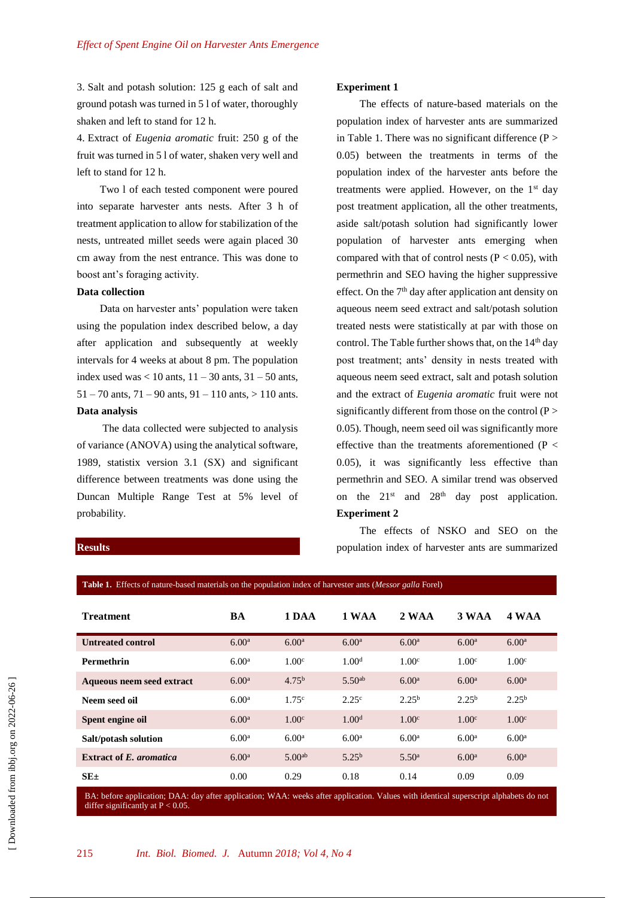3. Salt and potash solution: 125 g each of salt and ground potash was turned in 5 l of water, thoroughly shaken and left to stand for 12 h.

4. Extract of *Eugenia aromatic* fruit: 250 g of the fruit was turned in 5 l of water, shaken very well and left to stand for 12 h.

Two l of each tested component were poured into separate harvester ants nests. After 3 h of treatment application to allow for stabilization of the nests, untreated millet seeds were again placed 30 cm away from the nest entrance. This was done to boost ant's foraging activity.

**Data collection**

Data on harvester ants' population were taken using the population index described below, a day after application and subsequently at weekly intervals for 4 weeks at about 8 pm. The population index used was < 10 ants, 11 – 30 ants, 31 – 50 ants, 51 – 70 ants, 71 – 90 ants, 91 – 110 ants, > 110 ants.

**Data analysis**

The data collected were subjected to analysis of variance (ANOVA) using the analytical software, 1989, statistix version 3.1 (SX) and significant difference between treatments was done using the Duncan Multiple Range Test at 5% level of probability.

## Results

**Experiment 1**

The effects of nature-based materials on the population index of harvester ants are summarized in Table 1. There was no significant difference ($P > 0.05$) between the treatments in terms of the population index of the harvester ants before the treatments were applied. However, on the 1st day post treatment application, all the other treatments, aside salt/potash solution had significantly lower population of harvester ants emerging when compared with that of control nests ($P < 0.05$), with permethrin and SEO having the higher suppressive effect. On the 7th day after application ant density on aqueous neem seed extract and salt/potash solution treated nests were statistically at par with those on control. The Table further shows that, on the 14th day post treatment; ants' density in nests treated with aqueous neem seed extract, salt and potash solution and the extract of *Eugenia aromatic* fruit were not significantly different from those on the control ($P > 0.05$). Though, neem seed oil was significantly more effective than the treatments aforementioned ($P < 0.05$), it was significantly less effective than permethrin and SEO. A similar trend was observed on the 21st and 28th day post application.

**Experiment 2**

The effects of NSKO and SEO on the population index of harvester ants are summarized

**Table 1.** Effects of nature-based materials on the population index of harvester ants (*Messor galla* Forel)

| Treatment | BA | 1 DAA | 1 WAA | 2 WAA | 3 WAA | 4 WAA |
|---|---|---|---|---|---|---|
| Untreated control | $6.00^{a}$ | $6.00^{a}$ | $6.00^{a}$ | $6.00^{a}$ | $6.00^{a}$ | $6.00^{a}$ |
| Permethrin | $6.00^{a}$ | $1.00^{c}$ | $1.00^{d}$ | $1.00^{c}$ | $1.00^{c}$ | $1.00^{c}$ |
| Aqueous neem seed extract | $6.00^{a}$ | $4.75^{b}$ | $5.50^{ab}$ | $6.00^{a}$ | $6.00^{a}$ | $6.00^{a}$ |
| Neem seed oil | $6.00^{a}$ | $1.75^{c}$ | $2.25^{c}$ | $2.25^{b}$ | $2.25^{b}$ | $2.25^{b}$ |
| Spent engine oil | $6.00^{a}$ | $1.00^{c}$ | $1.00^{d}$ | $1.00^{c}$ | $1.00^{c}$ | $1.00^{c}$ |
| Salt/potash solution | $6.00^{a}$ | $6.00^{a}$ | $6.00^{a}$ | $6.00^{a}$ | $6.00^{a}$ | $6.00^{a}$ |
| Extract of *E. aromatica* | $6.00^{a}$ | $5.00^{ab}$ | $5.25^{b}$ | $5.50^{a}$ | $6.00^{a}$ | $6.00^{a}$ |
| SE± | 0.00 | 0.29 | 0.18 | 0.14 | 0.09 | 0.09 |

BA: before application; DAA: day after application; WAA: weeks after application. Values with identical superscript alphabets do not differ significantly at $P < 0.05$.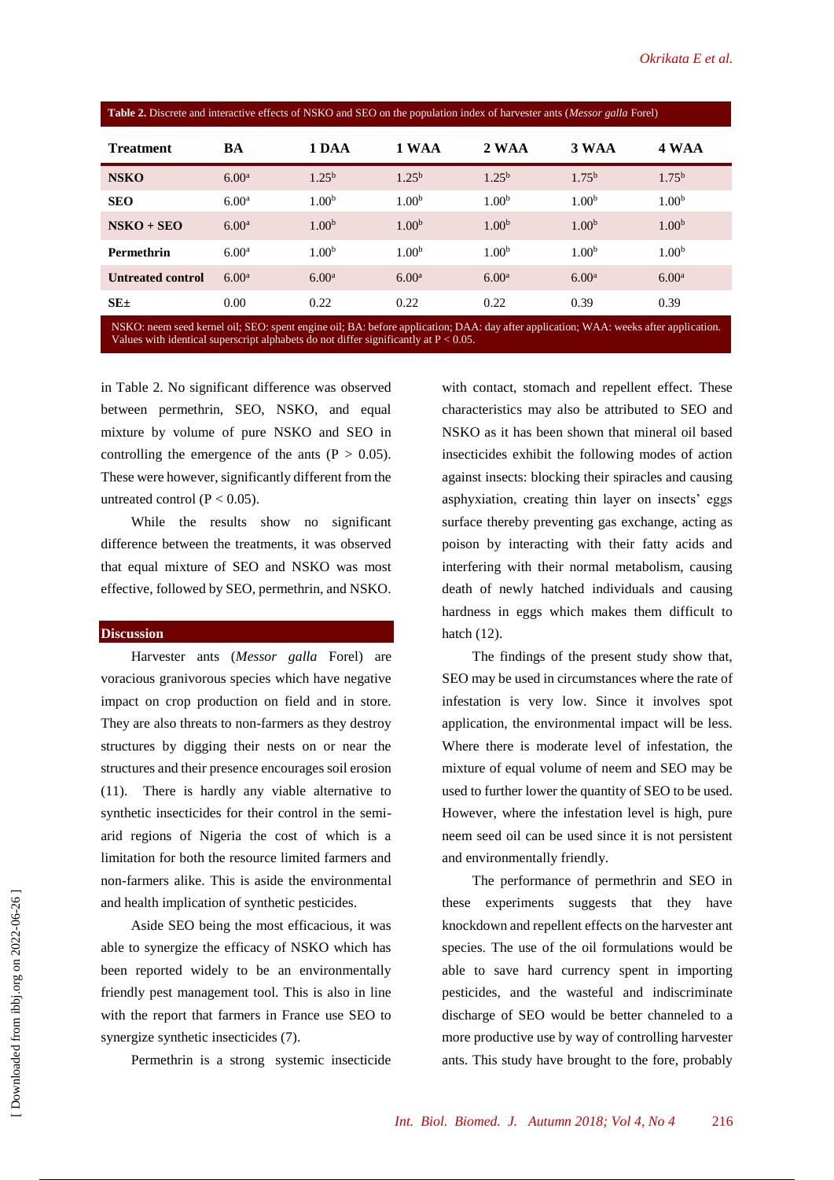**Table 2.** Discrete and interactive effects of NSKO and SEO on the population index of harvester ants (*Messor galla* Forel)

| Treatment | BA | 1 DAA | 1 WAA | 2 WAA | 3 WAA | 4 WAA |
|---|---|---|---|---|---|---|
| **NSKO** | 6.00[a] | 1.25[b] | 1.25[b] | 1.25[b] | 1.75[b] | 1.75[b] |
| **SEO** | 6.00[a] | 1.00[b] | 1.00[b] | 1.00[b] | 1.00[b] | 1.00[b] |
| **NSKO + SEO** | 6.00[a] | 1.00[b] | 1.00[b] | 1.00[b] | 1.00[b] | 1.00[b] |
| **Permethrin** | 6.00[a] | 1.00[b] | 1.00[b] | 1.00[b] | 1.00[b] | 1.00[b] |
| **Untreated control** | 6.00[a] | 6.00[a] | 6.00[a] | 6.00[a] | 6.00[a] | 6.00[a] |
| **SE±** | 0.00 | 0.22 | 0.22 | 0.22 | 0.39 | 0.39 |

NSKO: neem seed kernel oil; SEO: spent engine oil; BA: before application; DAA: day after application; WAA: weeks after application. Values with identical superscript alphabets do not differ significantly at $P < 0.05$.

in Table 2. No significant difference was observed between permethrin, SEO, NSKO, and equal mixture by volume of pure NSKO and SEO in controlling the emergence of the ants ($P > 0.05$). These were however, significantly different from the untreated control ($P < 0.05$).

While the results show no significant difference between the treatments, it was observed that equal mixture of SEO and NSKO was most effective, followed by SEO, permethrin, and NSKO.

## Discussion

Harvester ants (*Messor galla* Forel) are voracious granivorous species which have negative impact on crop production on field and in store. They are also threats to non-farmers as they destroy structures by digging their nests on or near the structures and their presence encourages soil erosion (11). There is hardly any viable alternative to synthetic insecticides for their control in the semi-arid regions of Nigeria the cost of which is a limitation for both the resource limited farmers and non-farmers alike. This is aside the environmental and health implication of synthetic pesticides.

Aside SEO being the most efficacious, it was able to synergize the efficacy of NSKO which has been reported widely to be an environmentally friendly pest management tool. This is also in line with the report that farmers in France use SEO to synergize synthetic insecticides (7).

Permethrin is a strong systemic insecticide with contact, stomach and repellent effect. These characteristics may also be attributed to SEO and NSKO as it has been shown that mineral oil based insecticides exhibit the following modes of action against insects: blocking their spiracles and causing asphyxiation, creating thin layer on insects' eggs surface thereby preventing gas exchange, acting as poison by interacting with their fatty acids and interfering with their normal metabolism, causing death of newly hatched individuals and causing hardness in eggs which makes them difficult to hatch (12).

The findings of the present study show that, SEO may be used in circumstances where the rate of infestation is very low. Since it involves spot application, the environmental impact will be less. Where there is moderate level of infestation, the mixture of equal volume of neem and SEO may be used to further lower the quantity of SEO to be used. However, where the infestation level is high, pure neem seed oil can be used since it is not persistent and environmentally friendly.

The performance of permethrin and SEO in these experiments suggests that they have knockdown and repellent effects on the harvester ant species. The use of the oil formulations would be able to save hard currency spent in importing pesticides, and the wasteful and indiscriminate discharge of SEO would be better channeled to a more productive use by way of controlling harvester ants. This study have brought to the fore, probably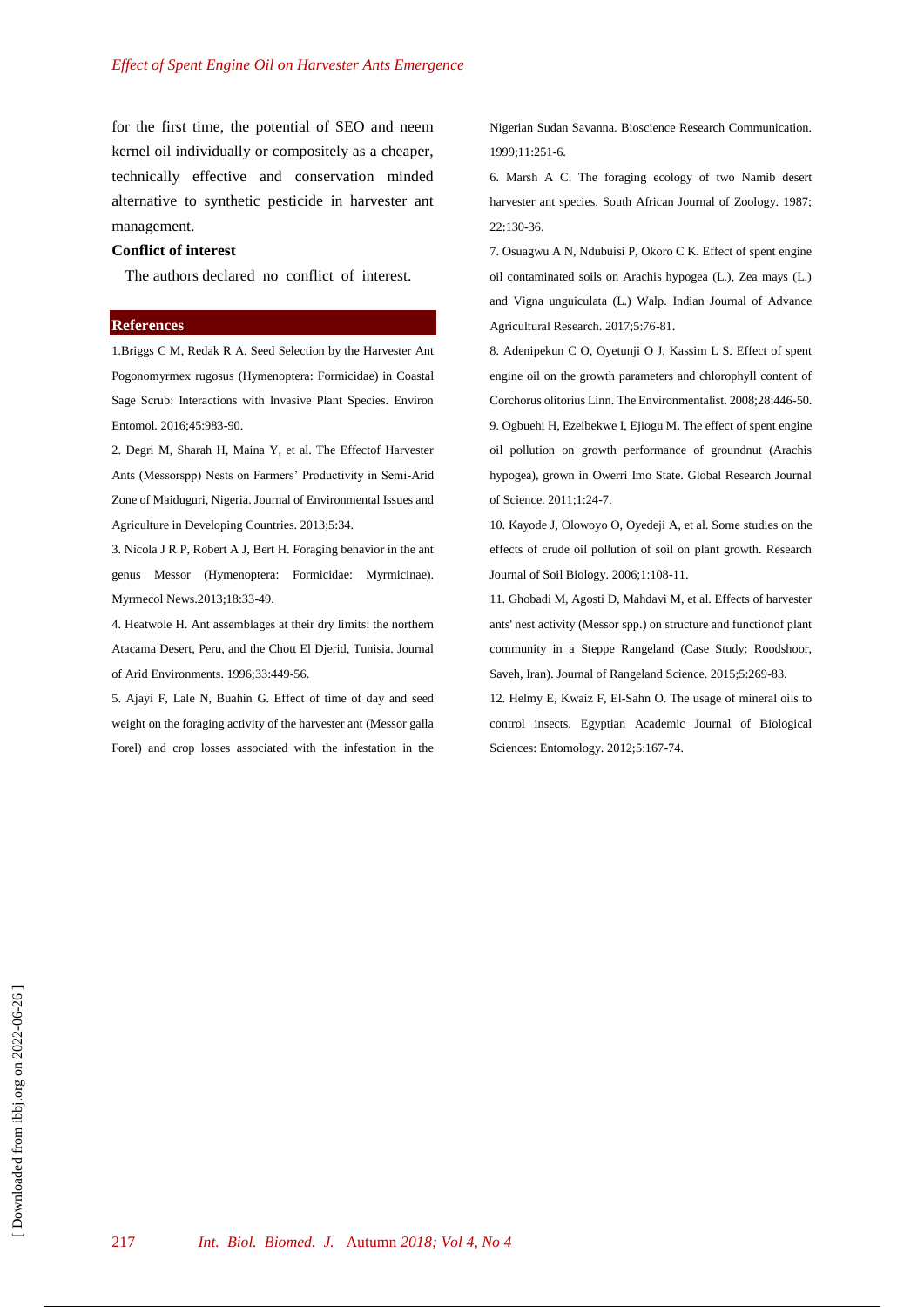for the first time, the potential of SEO and neem kernel oil individually or compositely as a cheaper, technically effective and conservation minded alternative to synthetic pesticide in harvester ant management.

**Conflict of interest**

The authors declared no conflict of interest.

## References

1.Briggs C M, Redak R A. Seed Selection by the Harvester Ant Pogonomyrmex rugosus (Hymenoptera: Formicidae) in Coastal Sage Scrub: Interactions with Invasive Plant Species. Environ Entomol. 2016;45:983-90.

2. Degri M, Sharah H, Maina Y, et al. The Effectof Harvester Ants (Messorspp) Nests on Farmers' Productivity in Semi-Arid Zone of Maiduguri, Nigeria. Journal of Environmental Issues and Agriculture in Developing Countries. 2013;5:34.

3. Nicola J R P, Robert A J, Bert H. Foraging behavior in the ant genus Messor (Hymenoptera: Formicidae: Myrmicinae). Myrmecol News.2013;18:33-49.

4. Heatwole H. Ant assemblages at their dry limits: the northern Atacama Desert, Peru, and the Chott El Djerid, Tunisia. Journal of Arid Environments. 1996;33:449-56.

5. Ajayi F, Lale N, Buahin G. Effect of time of day and seed weight on the foraging activity of the harvester ant (Messor galla Forel) and crop losses associated with the infestation in the Nigerian Sudan Savanna. Bioscience Research Communication. 1999;11:251-6.

6. Marsh A C. The foraging ecology of two Namib desert harvester ant species. South African Journal of Zoology. 1987; 22:130-36.

7. Osuagwu A N, Ndubuisi P, Okoro C K. Effect of spent engine oil contaminated soils on Arachis hypogea (L.), Zea mays (L.) and Vigna unguiculata (L.) Walp. Indian Journal of Advance Agricultural Research. 2017;5:76-81.

8. Adenipekun C O, Oyetunji O J, Kassim L S. Effect of spent engine oil on the growth parameters and chlorophyll content of Corchorus olitorius Linn. The Environmentalist. 2008;28:446-50.

9. Ogbuehi H, Ezeibekwe I, Ejiogu M. The effect of spent engine oil pollution on growth performance of groundnut (Arachis hypogea), grown in Owerri Imo State. Global Research Journal of Science. 2011;1:24-7.

10. Kayode J, Olowoyo O, Oyedeji A, et al. Some studies on the effects of crude oil pollution of soil on plant growth. Research Journal of Soil Biology. 2006;1:108-11.

11. Ghobadi M, Agosti D, Mahdavi M, et al. Effects of harvester ants' nest activity (Messor spp.) on structure and functionof plant community in a Steppe Rangeland (Case Study: Roodshoor, Saveh, Iran). Journal of Rangeland Science. 2015;5:269-83.

12. Helmy E, Kwaiz F, El-Sahn O. The usage of mineral oils to control insects. Egyptian Academic Journal of Biological Sciences: Entomology. 2012;5:167-74.